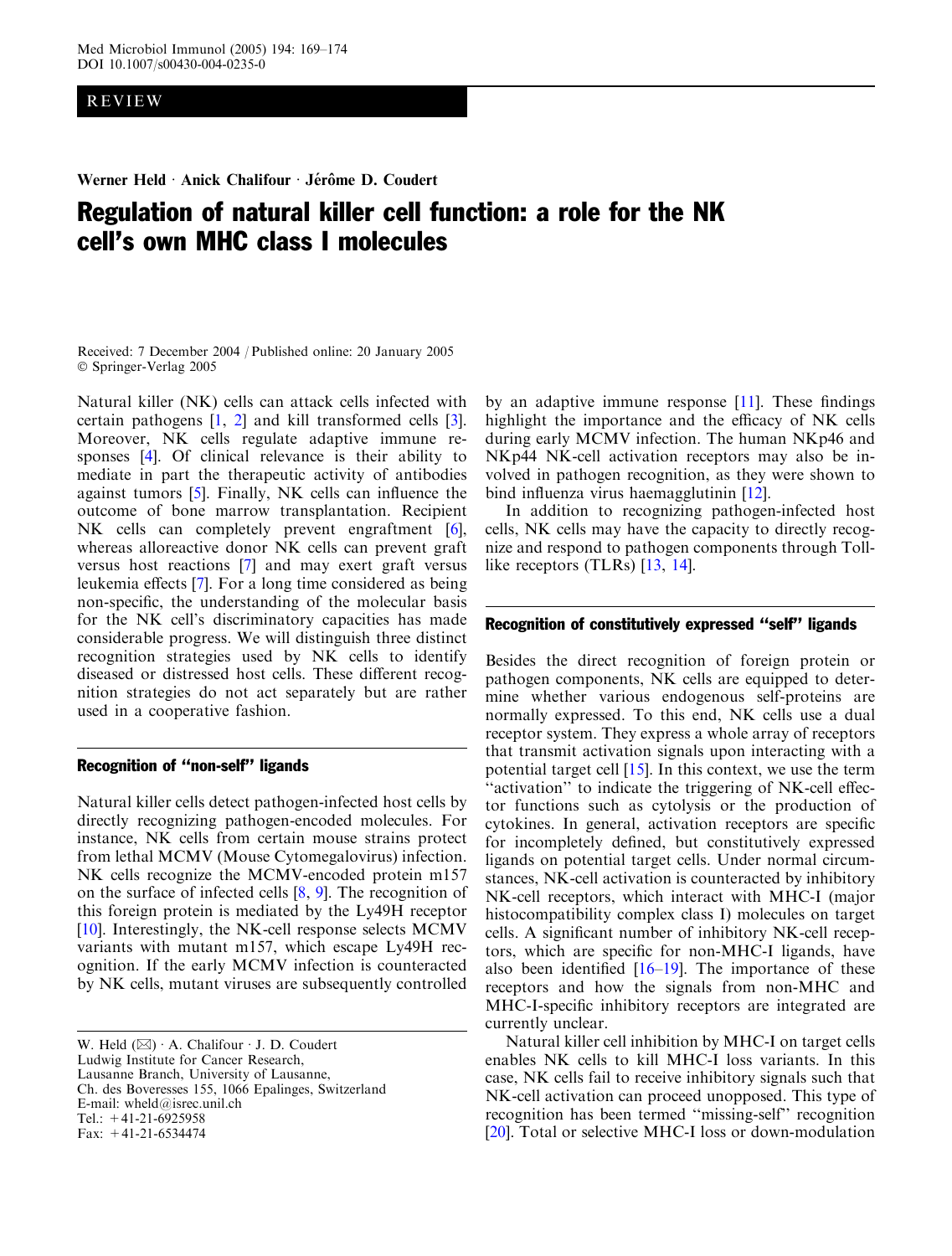REVIEW

Werner Held · Anick Chalifour · Jérôme D. Coudert

# Regulation of natural killer cell function: a role for the NK cell's own MHC class I molecules

Received: 7 December 2004 / Published online: 20 January 2005
© Springer-Verlag 2005

Natural killer (NK) cells can attack cells infected with certain pathogens [1, 2] and kill transformed cells [3]. Moreover, NK cells regulate adaptive immune responses [4]. Of clinical relevance is their ability to mediate in part the therapeutic activity of antibodies against tumors [5]. Finally, NK cells can influence the outcome of bone marrow transplantation. Recipient NK cells can completely prevent engraftment [6], whereas alloreactive donor NK cells can prevent graft versus host reactions [7] and may exert graft versus leukemia effects [7]. For a long time considered as being non-specific, the understanding of the molecular basis for the NK cell's discriminatory capacities has made considerable progress. We will distinguish three distinct recognition strategies used by NK cells to identify diseased or distressed host cells. These different recognition strategies do not act separately but are rather used in a cooperative fashion.

## Recognition of "non-self" ligands

Natural killer cells detect pathogen-infected host cells by directly recognizing pathogen-encoded molecules. For instance, NK cells from certain mouse strains protect from lethal MCMV (Mouse Cytomegalovirus) infection. NK cells recognize the MCMV-encoded protein m157 on the surface of infected cells [8, 9]. The recognition of this foreign protein is mediated by the Ly49H receptor [10]. Interestingly, the NK-cell response selects MCMV variants with mutant m157, which escape Ly49H recognition. If the early MCMV infection is counteracted by NK cells, mutant viruses are subsequently controlled by an adaptive immune response [11]. These findings highlight the importance and the efficacy of NK cells during early MCMV infection. The human NKp46 and NKp44 NK-cell activation receptors may also be involved in pathogen recognition, as they were shown to bind influenza virus haemagglutinin [12].

In addition to recognizing pathogen-infected host cells, NK cells may have the capacity to directly recognize and respond to pathogen components through Toll-like receptors (TLRs) [13, 14].

## Recognition of constitutively expressed "self" ligands

Besides the direct recognition of foreign protein or pathogen components, NK cells are equipped to determine whether various endogenous self-proteins are normally expressed. To this end, NK cells use a dual receptor system. They express a whole array of receptors that transmit activation signals upon interacting with a potential target cell [15]. In this context, we use the term "activation" to indicate the triggering of NK-cell effector functions such as cytolysis or the production of cytokines. In general, activation receptors are specific for incompletely defined, but constitutively expressed ligands on potential target cells. Under normal circumstances, NK-cell activation is counteracted by inhibitory NK-cell receptors, which interact with MHC-I (major histocompatibility complex class I) molecules on target cells. A significant number of inhibitory NK-cell receptors, which are specific for non-MHC-I ligands, have also been identified [16–19]. The importance of these receptors and how the signals from non-MHC and MHC-I-specific inhibitory receptors are integrated are currently unclear.

Natural killer cell inhibition by MHC-I on target cells enables NK cells to kill MHC-I loss variants. In this case, NK cells fail to receive inhibitory signals such that NK-cell activation can proceed unopposed. This type of recognition has been termed "missing-self" recognition [20]. Total or selective MHC-I loss or down-modulation

W. Held (✉) · A. Chalifour · J. D. Coudert
Ludwig Institute for Cancer Research,
Lausanne Branch, University of Lausanne,
Ch. des Boveresses 155, 1066 Epalinges, Switzerland
E-mail: wheld@isrec.unil.ch
Tel.: +41-21-6925958
Fax: +41-21-6534474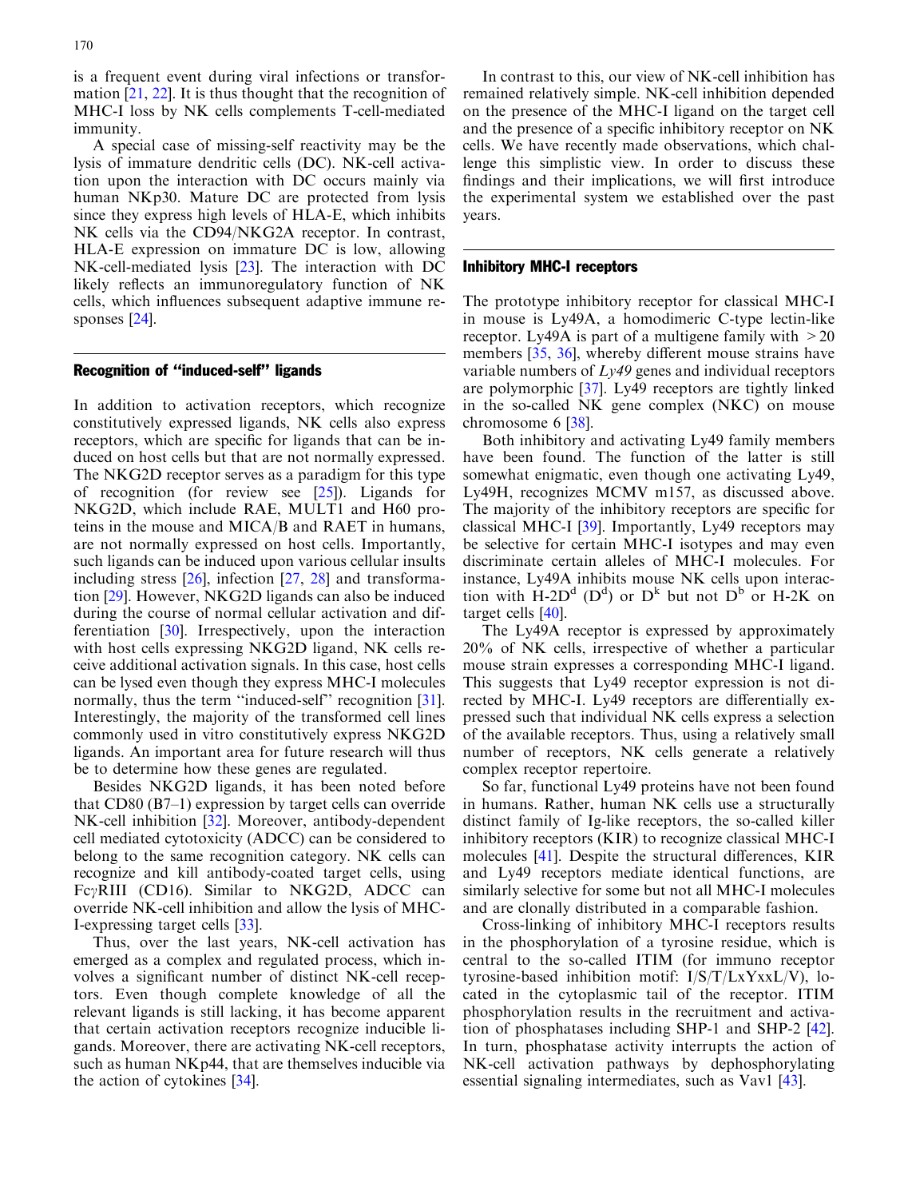is a frequent event during viral infections or transformation [21, 22]. It is thus thought that the recognition of MHC-I loss by NK cells complements T-cell-mediated immunity.

A special case of missing-self reactivity may be the lysis of immature dendritic cells (DC). NK-cell activation upon the interaction with DC occurs mainly via human NKp30. Mature DC are protected from lysis since they express high levels of HLA-E, which inhibits NK cells via the CD94/NKG2A receptor. In contrast, HLA-E expression on immature DC is low, allowing NK-cell-mediated lysis [23]. The interaction with DC likely reflects an immunoregulatory function of NK cells, which influences subsequent adaptive immune responses [24].

## Recognition of "induced-self" ligands

In addition to activation receptors, which recognize constitutively expressed ligands, NK cells also express receptors, which are specific for ligands that can be induced on host cells but that are not normally expressed. The NKG2D receptor serves as a paradigm for this type of recognition (for review see [25]). Ligands for NKG2D, which include RAE, MULT1 and H60 proteins in the mouse and MICA/B and RAET in humans, are not normally expressed on host cells. Importantly, such ligands can be induced upon various cellular insults including stress [26], infection [27, 28] and transformation [29]. However, NKG2D ligands can also be induced during the course of normal cellular activation and differentiation [30]. Irrespectively, upon the interaction with host cells expressing NKG2D ligand, NK cells receive additional activation signals. In this case, host cells can be lysed even though they express MHC-I molecules normally, thus the term "induced-self" recognition [31]. Interestingly, the majority of the transformed cell lines commonly used in vitro constitutively express NKG2D ligands. An important area for future research will thus be to determine how these genes are regulated.

Besides NKG2D ligands, it has been noted before that CD80 (B7–1) expression by target cells can override NK-cell inhibition [32]. Moreover, antibody-dependent cell mediated cytotoxicity (ADCC) can be considered to belong to the same recognition category. NK cells can recognize and kill antibody-coated target cells, using FcγRIII (CD16). Similar to NKG2D, ADCC can override NK-cell inhibition and allow the lysis of MHC-I-expressing target cells [33].

Thus, over the last years, NK-cell activation has emerged as a complex and regulated process, which involves a significant number of distinct NK-cell receptors. Even though complete knowledge of all the relevant ligands is still lacking, it has become apparent that certain activation receptors recognize inducible ligands. Moreover, there are activating NK-cell receptors, such as human NKp44, that are themselves inducible via the action of cytokines [34].

In contrast to this, our view of NK-cell inhibition has remained relatively simple. NK-cell inhibition depended on the presence of the MHC-I ligand on the target cell and the presence of a specific inhibitory receptor on NK cells. We have recently made observations, which challenge this simplistic view. In order to discuss these findings and their implications, we will first introduce the experimental system we established over the past years.

## Inhibitory MHC-I receptors

The prototype inhibitory receptor for classical MHC-I in mouse is Ly49A, a homodimeric C-type lectin-like receptor. Ly49A is part of a multigene family with >20 members [35, 36], whereby different mouse strains have variable numbers of *Ly49* genes and individual receptors are polymorphic [37]. Ly49 receptors are tightly linked in the so-called NK gene complex (NKC) on mouse chromosome 6 [38].

Both inhibitory and activating Ly49 family members have been found. The function of the latter is still somewhat enigmatic, even though one activating Ly49, Ly49H, recognizes MCMV m157, as discussed above. The majority of the inhibitory receptors are specific for classical MHC-I [39]. Importantly, Ly49 receptors may be selective for certain MHC-I isotypes and may even discriminate certain alleles of MHC-I molecules. For instance, Ly49A inhibits mouse NK cells upon interaction with H-2D$^d$ (D$^d$) or D$^k$ but not D$^b$ or H-2K on target cells [40].

The Ly49A receptor is expressed by approximately 20% of NK cells, irrespective of whether a particular mouse strain expresses a corresponding MHC-I ligand. This suggests that Ly49 receptor expression is not directed by MHC-I. Ly49 receptors are differentially expressed such that individual NK cells express a selection of the available receptors. Thus, using a relatively small number of receptors, NK cells generate a relatively complex receptor repertoire.

So far, functional Ly49 proteins have not been found in humans. Rather, human NK cells use a structurally distinct family of Ig-like receptors, the so-called killer inhibitory receptors (KIR) to recognize classical MHC-I molecules [41]. Despite the structural differences, KIR and Ly49 receptors mediate identical functions, are similarly selective for some but not all MHC-I molecules and are clonally distributed in a comparable fashion.

Cross-linking of inhibitory MHC-I receptors results in the phosphorylation of a tyrosine residue, which is central to the so-called ITIM (for immuno receptor tyrosine-based inhibition motif: I/S/T/LxYxxL/V), located in the cytoplasmic tail of the receptor. ITIM phosphorylation results in the recruitment and activation of phosphatases including SHP-1 and SHP-2 [42]. In turn, phosphatase activity interrupts the action of NK-cell activation pathways by dephosphorylating essential signaling intermediates, such as Vav1 [43].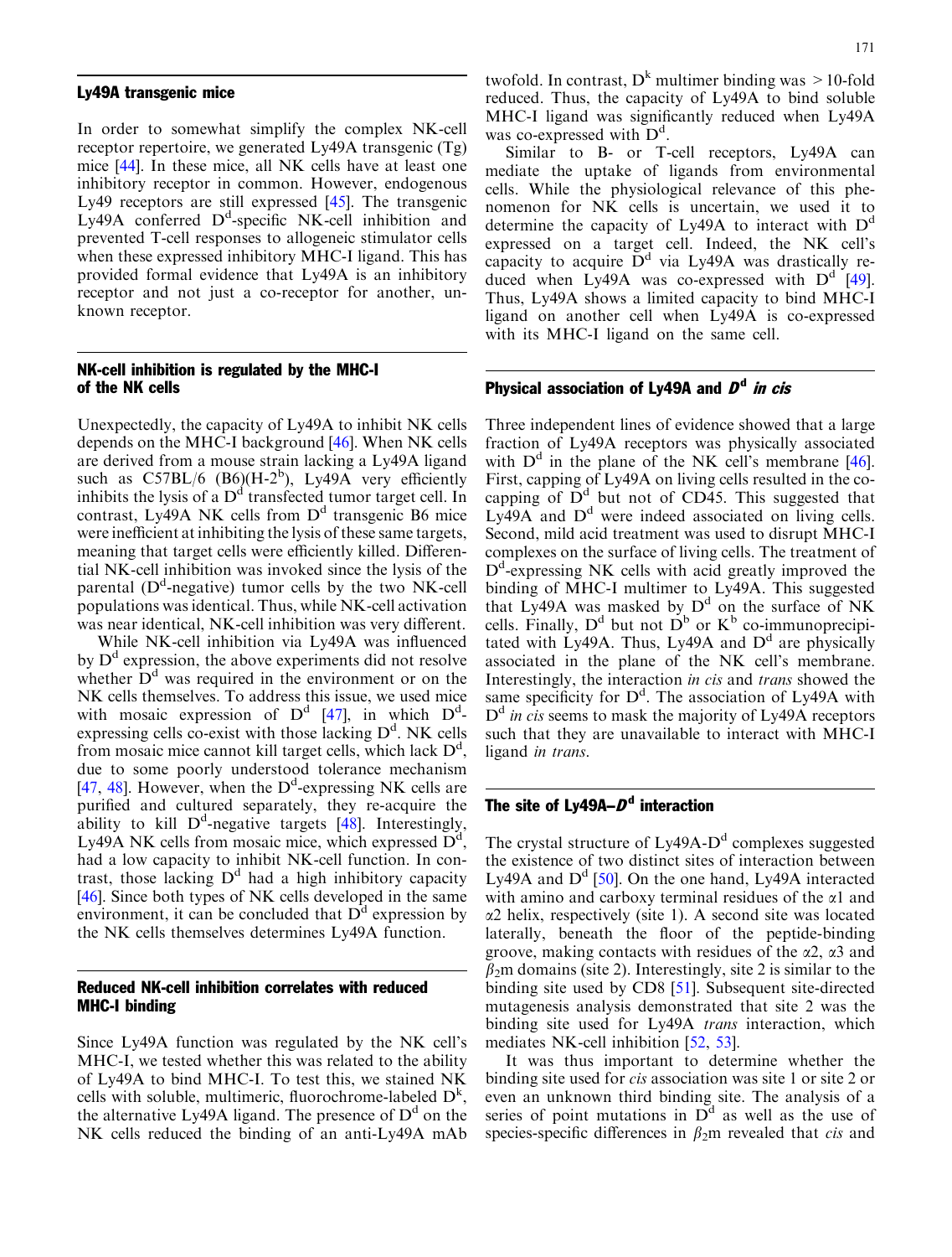## Ly49A transgenic mice

In order to somewhat simplify the complex NK-cell receptor repertoire, we generated Ly49A transgenic (Tg) mice [44]. In these mice, all NK cells have at least one inhibitory receptor in common. However, endogenous Ly49 receptors are still expressed [45]. The transgenic Ly49A conferred $D^d$-specific NK-cell inhibition and prevented T-cell responses to allogeneic stimulator cells when these expressed inhibitory MHC-I ligand. This has provided formal evidence that Ly49A is an inhibitory receptor and not just a co-receptor for another, unknown receptor.

## NK-cell inhibition is regulated by the MHC-I of the NK cells

Unexpectedly, the capacity of Ly49A to inhibit NK cells depends on the MHC-I background [46]. When NK cells are derived from a mouse strain lacking a Ly49A ligand such as C57BL/6 (B6)(H-$2^b$), Ly49A very efficiently inhibits the lysis of a $D^d$ transfected tumor target cell. In contrast, Ly49A NK cells from $D^d$ transgenic B6 mice were inefficient at inhibiting the lysis of these same targets, meaning that target cells were efficiently killed. Differential NK-cell inhibition was invoked since the lysis of the parental ($D^d$-negative) tumor cells by the two NK-cell populations was identical. Thus, while NK-cell activation was near identical, NK-cell inhibition was very different.

While NK-cell inhibition via Ly49A was influenced by $D^d$ expression, the above experiments did not resolve whether $D^d$ was required in the environment or on the NK cells themselves. To address this issue, we used mice with mosaic expression of $D^d$ [47], in which $D^d$-expressing cells co-exist with those lacking $D^d$. NK cells from mosaic mice cannot kill target cells, which lack $D^d$, due to some poorly understood tolerance mechanism [47, 48]. However, when the $D^d$-expressing NK cells are purified and cultured separately, they re-acquire the ability to kill $D^d$-negative targets [48]. Interestingly, Ly49A NK cells from mosaic mice, which expressed $D^d$, had a low capacity to inhibit NK-cell function. In contrast, those lacking $D^d$ had a high inhibitory capacity [46]. Since both types of NK cells developed in the same environment, it can be concluded that $D^d$ expression by the NK cells themselves determines Ly49A function.

## Reduced NK-cell inhibition correlates with reduced MHC-I binding

Since Ly49A function was regulated by the NK cell's MHC-I, we tested whether this was related to the ability of Ly49A to bind MHC-I. To test this, we stained NK cells with soluble, multimeric, fluorochrome-labeled $D^k$, the alternative Ly49A ligand. The presence of $D^d$ on the NK cells reduced the binding of an anti-Ly49A mAb twofold. In contrast, $D^k$ multimer binding was >10-fold reduced. Thus, the capacity of Ly49A to bind soluble MHC-I ligand was significantly reduced when Ly49A was co-expressed with $D^d$.

Similar to B- or T-cell receptors, Ly49A can mediate the uptake of ligands from environmental cells. While the physiological relevance of this phenomenon for NK cells is uncertain, we used it to determine the capacity of Ly49A to interact with $D^d$ expressed on a target cell. Indeed, the NK cell's capacity to acquire $D^d$ via Ly49A was drastically reduced when Ly49A was co-expressed with $D^d$ [49]. Thus, Ly49A shows a limited capacity to bind MHC-I ligand on another cell when Ly49A is co-expressed with its MHC-I ligand on the same cell.

## Physical association of Ly49A and *D^d in cis*

Three independent lines of evidence showed that a large fraction of Ly49A receptors was physically associated with $D^d$ in the plane of the NK cell's membrane [46]. First, capping of Ly49A on living cells resulted in the co-capping of $D^d$ but not of CD45. This suggested that Ly49A and $D^d$ were indeed associated on living cells. Second, mild acid treatment was used to disrupt MHC-I complexes on the surface of living cells. The treatment of $D^d$-expressing NK cells with acid greatly improved the binding of MHC-I multimer to Ly49A. This suggested that Ly49A was masked by $D^d$ on the surface of NK cells. Finally, $D^d$ but not $D^b$ or $K^b$ co-immunoprecipitated with Ly49A. Thus, Ly49A and $D^d$ are physically associated in the plane of the NK cell's membrane. Interestingly, the interaction *in cis* and *trans* showed the same specificity for $D^d$. The association of Ly49A with $D^d$ *in cis* seems to mask the majority of Ly49A receptors such that they are unavailable to interact with MHC-I ligand *in trans*.

## The site of Ly49A–*D^d* interaction

The crystal structure of Ly49A-$D^d$ complexes suggested the existence of two distinct sites of interaction between Ly49A and $D^d$ [50]. On the one hand, Ly49A interacted with amino and carboxy terminal residues of the $\alpha1$ and $\alpha2$ helix, respectively (site 1). A second site was located laterally, beneath the floor of the peptide-binding groove, making contacts with residues of the $\alpha2$, $\alpha3$ and $\beta_2$m domains (site 2). Interestingly, site 2 is similar to the binding site used by CD8 [51]. Subsequent site-directed mutagenesis analysis demonstrated that site 2 was the binding site used for Ly49A *trans* interaction, which mediates NK-cell inhibition [52, 53].

It was thus important to determine whether the binding site used for *cis* association was site 1 or site 2 or even an unknown third binding site. The analysis of a series of point mutations in $D^d$ as well as the use of species-specific differences in $\beta_2$m revealed that *cis* and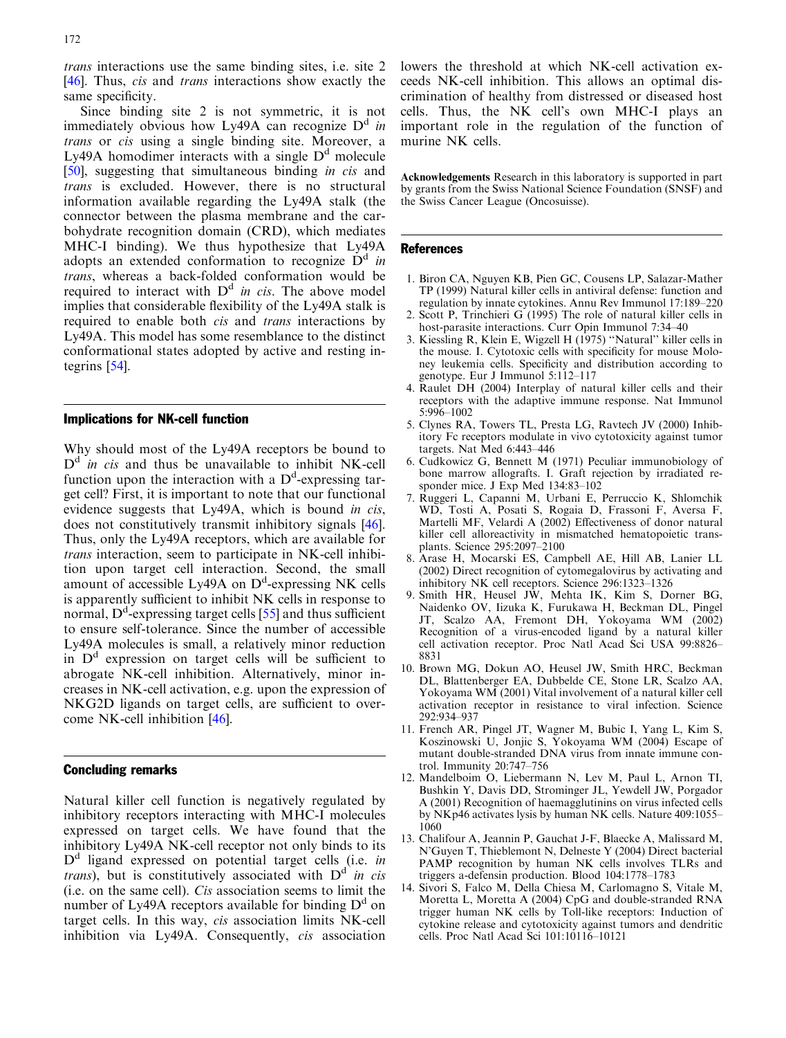*trans* interactions use the same binding sites, i.e. site 2 [46]. Thus, *cis* and *trans* interactions show exactly the same specificity.

Since binding site 2 is not symmetric, it is not immediately obvious how Ly49A can recognize $D^d$ *in trans* or *cis* using a single binding site. Moreover, a Ly49A homodimer interacts with a single $D^d$ molecule [50], suggesting that simultaneous binding *in cis* and *trans* is excluded. However, there is no structural information available regarding the Ly49A stalk (the connector between the plasma membrane and the carbohydrate recognition domain (CRD), which mediates MHC-I binding). We thus hypothesize that Ly49A adopts an extended conformation to recognize $D^d$ *in trans*, whereas a back-folded conformation would be required to interact with $D^d$ *in cis*. The above model implies that considerable flexibility of the Ly49A stalk is required to enable both *cis* and *trans* interactions by Ly49A. This model has some resemblance to the distinct conformational states adopted by active and resting integrins [54].

## Implications for NK-cell function

Why should most of the Ly49A receptors be bound to $D^d$ *in cis* and thus be unavailable to inhibit NK-cell function upon the interaction with a $D^d$-expressing target cell? First, it is important to note that our functional evidence suggests that Ly49A, which is bound *in cis*, does not constitutively transmit inhibitory signals [46]. Thus, only the Ly49A receptors, which are available for *trans* interaction, seem to participate in NK-cell inhibition upon target cell interaction. Second, the small amount of accessible Ly49A on $D^d$-expressing NK cells is apparently sufficient to inhibit NK cells in response to normal, $D^d$-expressing target cells [55] and thus sufficient to ensure self-tolerance. Since the number of accessible Ly49A molecules is small, a relatively minor reduction in $D^d$ expression on target cells will be sufficient to abrogate NK-cell inhibition. Alternatively, minor increases in NK-cell activation, e.g. upon the expression of NKG2D ligands on target cells, are sufficient to overcome NK-cell inhibition [46].

## Concluding remarks

Natural killer cell function is negatively regulated by inhibitory receptors interacting with MHC-I molecules expressed on target cells. We have found that the inhibitory Ly49A NK-cell receptor not only binds to its $D^d$ ligand expressed on potential target cells (i.e. *in trans*), but is constitutively associated with $D^d$ *in cis* (i.e. on the same cell). *Cis* association seems to limit the number of Ly49A receptors available for binding $D^d$ on target cells. In this way, *cis* association limits NK-cell inhibition via Ly49A. Consequently, *cis* association lowers the threshold at which NK-cell activation exceeds NK-cell inhibition. This allows an optimal discrimination of healthy from distressed or diseased host cells. Thus, the NK cell's own MHC-I plays an important role in the regulation of the function of murine NK cells.

**Acknowledgements** Research in this laboratory is supported in part by grants from the Swiss National Science Foundation (SNSF) and the Swiss Cancer League (Oncosuisse).

## References

1. Biron CA, Nguyen KB, Pien GC, Cousens LP, Salazar-Mather TP (1999) Natural killer cells in antiviral defense: function and regulation by innate cytokines. Annu Rev Immunol 17:189–220
2. Scott P, Trinchieri G (1995) The role of natural killer cells in host-parasite interactions. Curr Opin Immunol 7:34–40
3. Kiessling R, Klein E, Wigzell H (1975) "Natural" killer cells in the mouse. I. Cytotoxic cells with specificity for mouse Moloney leukemia cells. Specificity and distribution according to genotype. Eur J Immunol 5:112–117
4. Raulet DH (2004) Interplay of natural killer cells and their receptors with the adaptive immune response. Nat Immunol 5:996–1002
5. Clynes RA, Towers TL, Presta LG, Ravtech JV (2000) Inhibitory Fc receptors modulate in vivo cytotoxicity against tumor targets. Nat Med 6:443–446
6. Cudkowicz G, Bennett M (1971) Peculiar immunobiology of bone marrow allografts. I. Graft rejection by irradiated responder mice. J Exp Med 134:83–102
7. Ruggeri L, Capanni M, Urbani E, Perruccio K, Shlomchik WD, Tosti A, Posati S, Rogaia D, Frassoni F, Aversa F, Martelli MF, Velardi A (2002) Effectiveness of donor natural killer cell alloreactivity in mismatched hematopoietic transplants. Science 295:2097–2100
8. Arase H, Mocarski ES, Campbell AE, Hill AB, Lanier LL (2002) Direct recognition of cytomegalovirus by activating and inhibitory NK cell receptors. Science 296:1323–1326
9. Smith HR, Heusel JW, Mehta IK, Kim S, Dorner BG, Naidenko OV, Iizuka K, Furukawa H, Beckman DL, Pingel JT, Scalzo AA, Fremont DH, Yokoyama WM (2002) Recognition of a virus-encoded ligand by a natural killer cell activation receptor. Proc Natl Acad Sci USA 99:8826–8831
10. Brown MG, Dokun AO, Heusel JW, Smith HRC, Beckman DL, Blattenberger EA, Dubbelde CE, Stone LR, Scalzo AA, Yokoyama WM (2001) Vital involvement of a natural killer cell activation receptor in resistance to viral infection. Science 292:934–937
11. French AR, Pingel JT, Wagner M, Bubic I, Yang L, Kim S, Koszinowski U, Jonjic S, Yokoyama WM (2004) Escape of mutant double-stranded DNA virus from innate immune control. Immunity 20:747–756
12. Mandelboim O, Liebermann N, Lev M, Paul L, Arnon TI, Bushkin Y, Davis DD, Strominger JL, Yewdell JW, Porgador A (2001) Recognition of haemagglutinins on virus infected cells by NKp46 activates lysis by human NK cells. Nature 409:1055–1060
13. Chalifour A, Jeannin P, Gauchat J-F, Blaecke A, Malissard M, N'Guyen T, Thieblemont N, Delneste Y (2004) Direct bacterial PAMP recognition by human NK cells involves TLRs and triggers a-defensin production. Blood 104:1778–1783
14. Sivori S, Falco M, Della Chiesa M, Carlomagno S, Vitale M, Moretta L, Moretta A (2004) CpG and double-stranded RNA trigger human NK cells by Toll-like receptors: Induction of cytokine release and cytotoxicity against tumors and dendritic cells. Proc Natl Acad Sci 101:10116–10121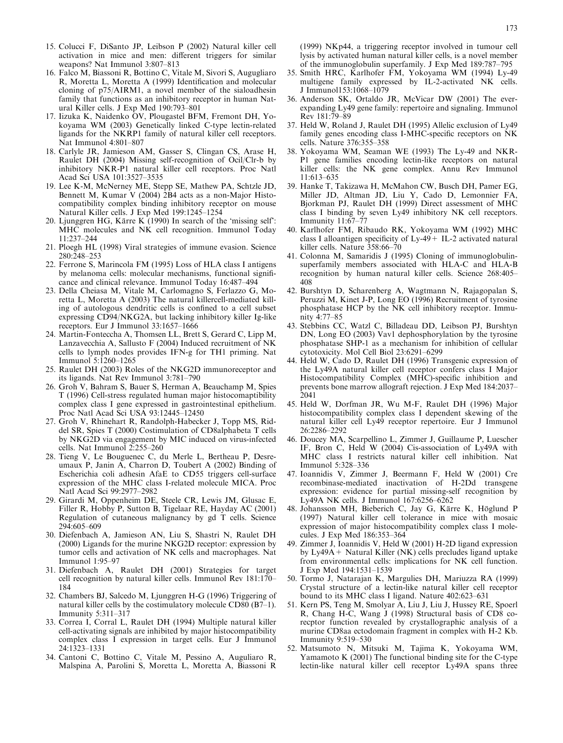15. Colucci F, DiSanto JP, Leibson P (2002) Natural killer cell activation in mice and men: different triggers for similar weapons? Nat Immunol 3:807–813
16. Falco M, Biassoni R, Bottino C, Vitale M, Sivori S, Augugliaro R, Moretta L, Moretta A (1999) Identification and molecular cloning of p75/AIRM1, a novel member of the sialoadhesin family that functions as an inhibitory receptor in human Natural Killer cells. J Exp Med 190:793–801
17. Iizuka K, Naidenko OV, Plougastel BFM, Fremont DH, Yokoyama WM (2003) Genetically linked C-type lectin-related ligands for the NKRP1 family of natural killer cell receptors. Nat Immunol 4:801–807
18. Carlyle JR, Jamieson AM, Gasser S, Clingan CS, Arase H, Raulet DH (2004) Missing self-recognition of Ocil/Clr-b by inhibitory NKR-P1 natural killer cell receptors. Proc Natl Acad Sci USA 101:3527–3535
19. Lee K-M, McNerney ME, Stepp SE, Mathew PA, Schtzle JD, Bennett M, Kumar V (2004) 2B4 acts as a non-Major Histocompatibility complex binding inhibitory receptor on mouse Natural Killer cells. J Exp Med 199:1245–1254
20. Ljunggren HG, Kärre K (1990) In search of the 'missing self': MHC molecules and NK cell recognition. Immunol Today 11:237–244
21. Ploegh HL (1998) Viral strategies of immune evasion. Science 280:248–253
22. Ferrone S, Marincola FM (1995) Loss of HLA class I antigens by melanoma cells: molecular mechanisms, functional significance and clinical relevance. Immunol Today 16:487–494
23. Della Cheiasa M, Vitale M, Carlomagno S, Ferlazzo G, Moretta L, Moretta A (2003) The natural killercell-mediated killing of autologous dendritic cells is confined to a cell subset expressing CD94/NKG2A, but lacking inhibitory killer Ig-like receptors. Eur J Immunol 33:1657–1666
24. Martin-Fonteccha A, Thomsen LL, Brett S, Gerard C, Lipp M, Lanzavecchia A, Sallusto F (2004) Induced recruitment of NK cells to lymph nodes provides IFN-g for TH1 priming. Nat Immunol 5:1260–1265
25. Raulet DH (2003) Roles of the NKG2D immunoreceptor and its ligands. Nat Rev Immunol 3:781–790
26. Groh V, Bahram S, Bauer S, Herman A, Beauchamp M, Spies T (1996) Cell-stress regulated human major histocomaptibility complex class I gene expressed in gastrointestinal epithelium. Proc Natl Acad Sci USA 93:12445–12450
27. Groh V, Rhinehart R, Randolph-Habecker J, Topp MS, Riddel SR, Spies T (2000) Costimulation of CD8alphabeta T cells by NKG2D via engagement by MIC induced on virus-infected cells. Nat Immunol 2:255–260
28. Tieng V, Le Bouguenec C, du Merle L, Bertheau P, Desreumaux P, Janin A, Charron D, Toubert A (2002) Binding of Escherichia coli adhesin AfaE to CD55 triggers cell-surface expression of the MHC class I-related molecule MICA. Proc Natl Acad Sci 99:2977–2982
29. Girardi M, Oppenheim DE, Steele CR, Lewis JM, Glusac E, Filler R, Hobby P, Sutton B, Tigelaar RE, Hayday AC (2001) Regulation of cutaneous malignancy by gd T cells. Science 294:605–609
30. Diefenbach A, Jamieson AN, Liu S, Shastri N, Raulet DH (2000) Ligands for the murine NKG2D receptor: expression by tumor cells and activation of NK cells and macrophages. Nat Immunol 1:95–97
31. Diefenbach A, Raulet DH (2001) Strategies for target cell recognition by natural killer cells. Immunol Rev 181:170–184
32. Chambers BJ, Salcedo M, Ljunggren H-G (1996) Triggering of natural killer cells by the costimulatory molecule CD80 (B7–1). Immunity 5:311–317
33. Correa I, Corral L, Raulet DH (1994) Multiple natural killer cell-activating signals are inhibited by major histocompatibility complex class I expression in target cells. Eur J Immunol 24:1323–1331
34. Cantoni C, Bottino C, Vitale M, Pessino A, Auguliaro R, Malspina A, Parolini S, Moretta L, Moretta A, Biassoni R (1999) NKp44, a triggering receptor involved in tumour cell lysis by activated human natural killer cells, is a novel member of the immunoglobulin superfamily. J Exp Med 189:787–795
35. Smith HRC, Karlhofer FM, Yokoyama WM (1994) Ly-49 multigene family expressed by IL-2-activated NK cells. J Immunol153:1068–1079
36. Anderson SK, Ortaldo JR, McVicar DW (2001) The ever-expanding Ly49 gene family: repertoire and signaling. Immunol Rev 181:79–89
37. Held W, Roland J, Raulet DH (1995) Allelic exclusion of Ly49 family genes encoding class I-MHC-specific receptors on NK cells. Nature 376:355–358
38. Yokoyama WM, Seaman WE (1993) The Ly-49 and NKR-P1 gene families encoding lectin-like receptors on natural killer cells: the NK gene complex. Annu Rev Immunol 11:613–635
39. Hanke T, Takizawa H, McMahon CW, Busch DH, Pamer EG, Miller JD, Altman JD, Liu Y, Cado D, Lemonnier FA, Bjorkman PJ, Raulet DH (1999) Direct assessment of MHC class I binding by seven Ly49 inhibitory NK cell receptors. Immunity 11:67–77
40. Karlhofer FM, Ribaudo RK, Yokoyama WM (1992) MHC class I alloantigen specificity of Ly-49+ IL-2 activated natural killer cells. Nature 358:66–70
41. Colonna M, Samaridis J (1995) Cloning of immunoglobulin-superfamily members associated with HLA-C and HLA-B recognition by human natural killer cells. Science 268:405–408
42. Burshtyn D, Scharenberg A, Wagtmann N, Rajagopalan S, Peruzzi M, Kinet J-P, Long EO (1996) Recruitment of tyrosine phosphatase HCP by the NK cell inhibitory receptor. Immunity 4:77–85
43. Stebbins CC, Watzl C, Billadeau DD, Leibson PJ, Burshtyn DN, Long EO (2003) Vav1 dephosphorylation by the tyrosine phosphatase SHP-1 as a mechanism for inhibition of cellular cytotoxicity. Mol Cell Biol 23:6291–6299
44. Held W, Cado D, Raulet DH (1996) Transgenic expression of the Ly49A natural killer cell receptor confers class I Major Histocompatibility Complex (MHC)-specific inhibition and prevents bone marrow allograft rejection. J Exp Med 184:2037–2041
45. Held W, Dorfman JR, Wu M-F, Raulet DH (1996) Major histocompatibility complex class I dependent skewing of the natural killer cell Ly49 receptor repertoire. Eur J Immunol 26:2286–2292
46. Doucey MA, Scarpellino L, Zimmer J, Guillaume P, Luescher IF, Bron C, Held W (2004) Cis-association of Ly49A with MHC class I restricts natural killer cell inhibition. Nat Immunol 5:328–336
47. Ioannidis V, Zimmer J, Beermann F, Held W (2001) Cre recombinase-mediated inactivation of H-2Dd transgene expression: evidence for partial missing-self recognition by Ly49A NK cells. J Immunol 167:6256–6262
48. Johansson MH, Bieberich C, Jay G, Kärre K, Höglund P (1997) Natural killer cell tolerance in mice with mosaic expression of major histocompatibility complex class I molecules. J Exp Med 186:353–364
49. Zimmer J, Ioannidis V, Held W (2001) H-2D ligand expression by Ly49A+ Natural Killer (NK) cells precludes ligand uptake from environmental cells: implications for NK cell function. J Exp Med 194:1531–1539
50. Tormo J, Natarajan K, Margulies DH, Mariuzza RA (1999) Crystal structure of a lectin-like natural killer cell receptor bound to its MHC class I ligand. Nature 402:623–631
51. Kern PS, Teng M, Smolyar A, Liu J, Liu J, Hussey RE, Spoerl R, Chang H-C, Wang J (1998) Structural basis of CD8 co-recptor function revealed by crystallographic analysis of a murine CD8aa ectodomain fragment in complex with H-2 Kb. Immunity 9:519–530
52. Matsumoto N, Mitsuki M, Tajima K, Yokoyama WM, Yamamoto K (2001) The functional binding site for the C-type lectin-like natural killer cell receptor Ly49A spans three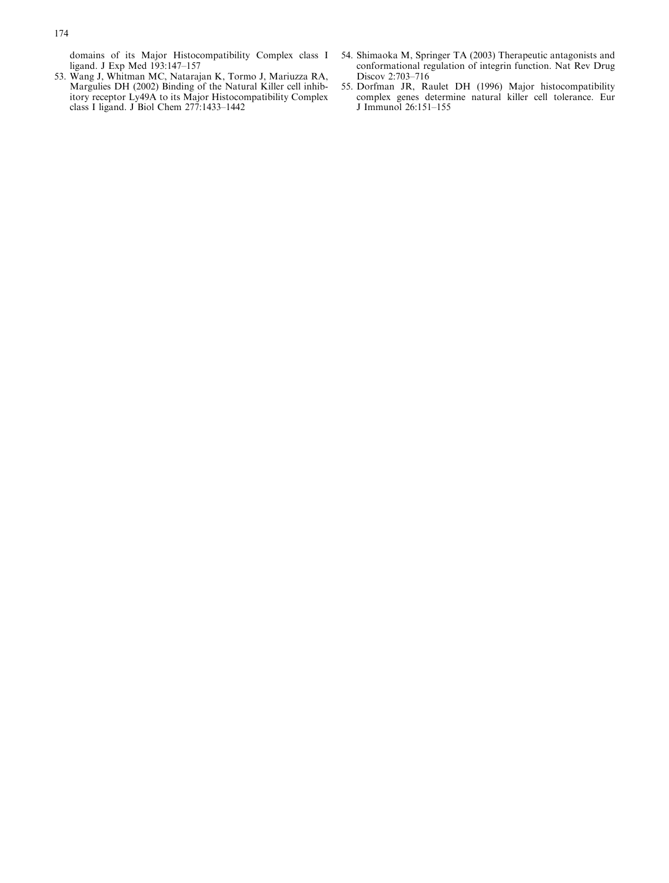domains of its Major Histocompatibility Complex class I ligand. J Exp Med 193:147–157

53. Wang J, Whitman MC, Natarajan K, Tormo J, Mariuzza RA, Margulies DH (2002) Binding of the Natural Killer cell inhibitory receptor Ly49A to its Major Histocompatibility Complex class I ligand. J Biol Chem 277:1433–1442
54. Shimaoka M, Springer TA (2003) Therapeutic antagonists and conformational regulation of integrin function. Nat Rev Drug Discov 2:703–716
55. Dorfman JR, Raulet DH (1996) Major histocompatibility complex genes determine natural killer cell tolerance. Eur J Immunol 26:151–155